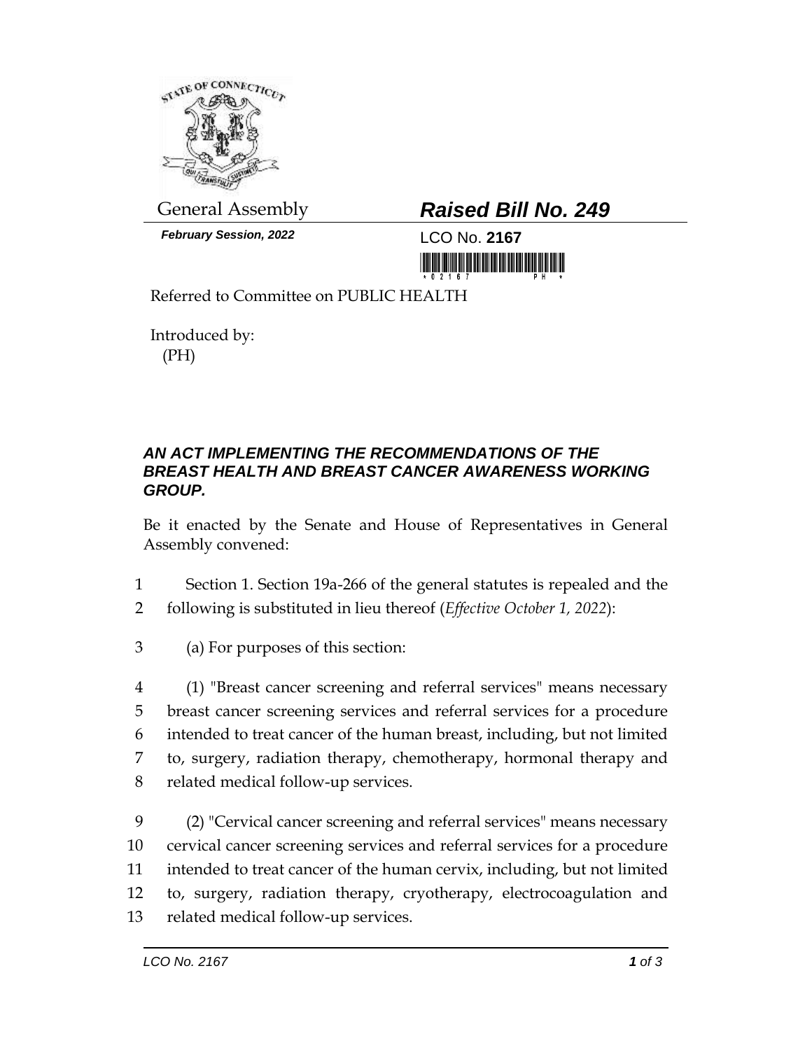General Assembly

***February Session, 2022***

## ***Raised Bill No. 249***

LCO No. **2167**

Referred to Committee on PUBLIC HEALTH

Introduced by:
(PH)

### ***AN ACT IMPLEMENTING THE RECOMMENDATIONS OF THE BREAST HEALTH AND BREAST CANCER AWARENESS WORKING GROUP.***

Be it enacted by the Senate and House of Representatives in General Assembly convened:

1 Section 1. Section 19a-266 of the general statutes is repealed and the
2 following is substituted in lieu thereof (*Effective October 1, 2022*):

3 (a) For purposes of this section:

4 (1) "Breast cancer screening and referral services" means necessary
5 breast cancer screening services and referral services for a procedure
6 intended to treat cancer of the human breast, including, but not limited
7 to, surgery, radiation therapy, chemotherapy, hormonal therapy and
8 related medical follow-up services.

9 (2) "Cervical cancer screening and referral services" means necessary
10 cervical cancer screening services and referral services for a procedure
11 intended to treat cancer of the human cervix, including, but not limited
12 to, surgery, radiation therapy, cryotherapy, electrocoagulation and
13 related medical follow-up services.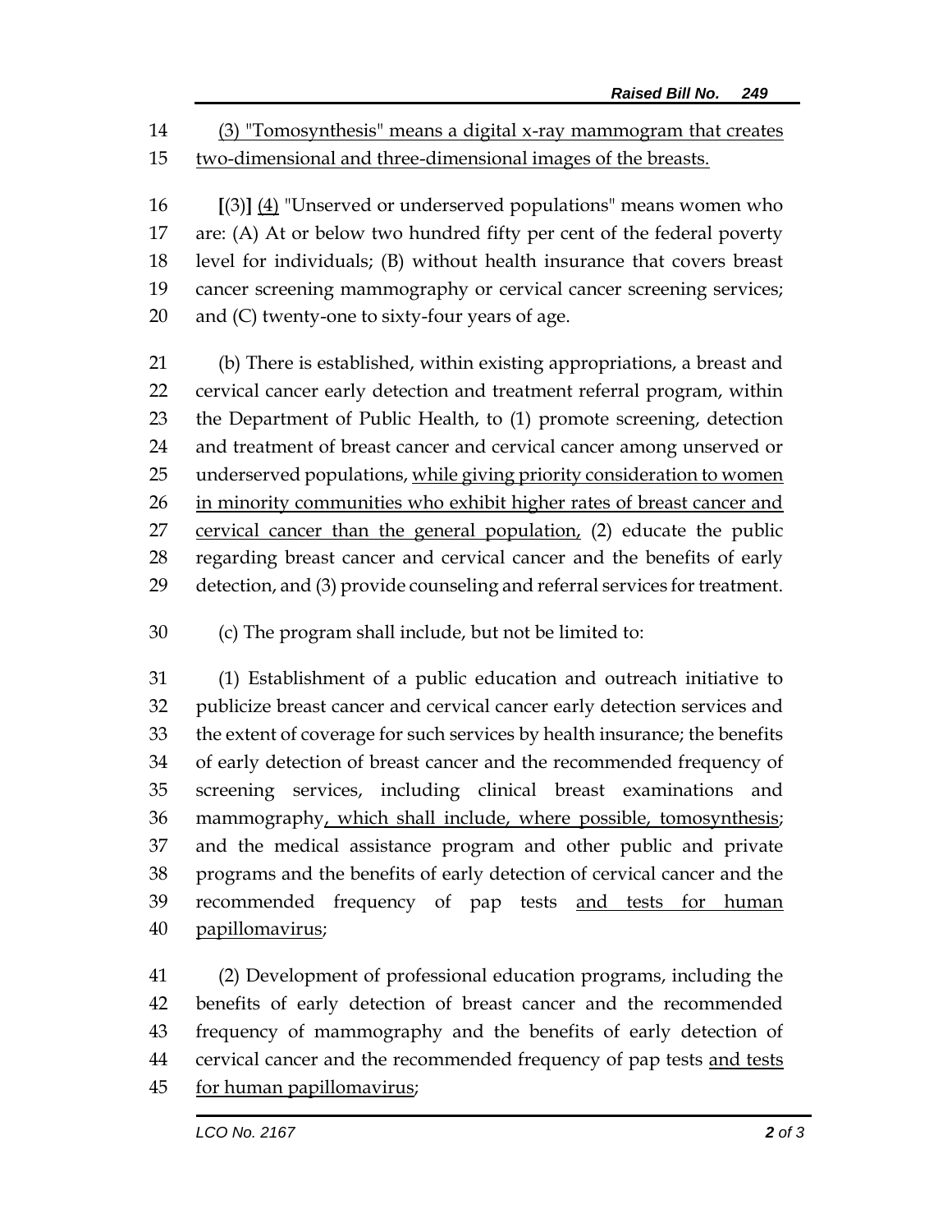(3) "Tomosynthesis" means a digital x-ray mammogram that creates two-dimensional and three-dimensional images of the breasts.

[(3)] (4) "Unserved or underserved populations" means women who are: (A) At or below two hundred fifty per cent of the federal poverty level for individuals; (B) without health insurance that covers breast cancer screening mammography or cervical cancer screening services; and (C) twenty-one to sixty-four years of age.

(b) There is established, within existing appropriations, a breast and cervical cancer early detection and treatment referral program, within the Department of Public Health, to (1) promote screening, detection and treatment of breast cancer and cervical cancer among unserved or underserved populations, while giving priority consideration to women in minority communities who exhibit higher rates of breast cancer and cervical cancer than the general population, (2) educate the public regarding breast cancer and cervical cancer and the benefits of early detection, and (3) provide counseling and referral services for treatment.

(c) The program shall include, but not be limited to:

(1) Establishment of a public education and outreach initiative to publicize breast cancer and cervical cancer early detection services and the extent of coverage for such services by health insurance; the benefits of early detection of breast cancer and the recommended frequency of screening services, including clinical breast examinations and mammography, which shall include, where possible, tomosynthesis; and the medical assistance program and other public and private programs and the benefits of early detection of cervical cancer and the recommended frequency of pap tests and tests for human papillomavirus;

(2) Development of professional education programs, including the benefits of early detection of breast cancer and the recommended frequency of mammography and the benefits of early detection of cervical cancer and the recommended frequency of pap tests and tests for human papillomavirus;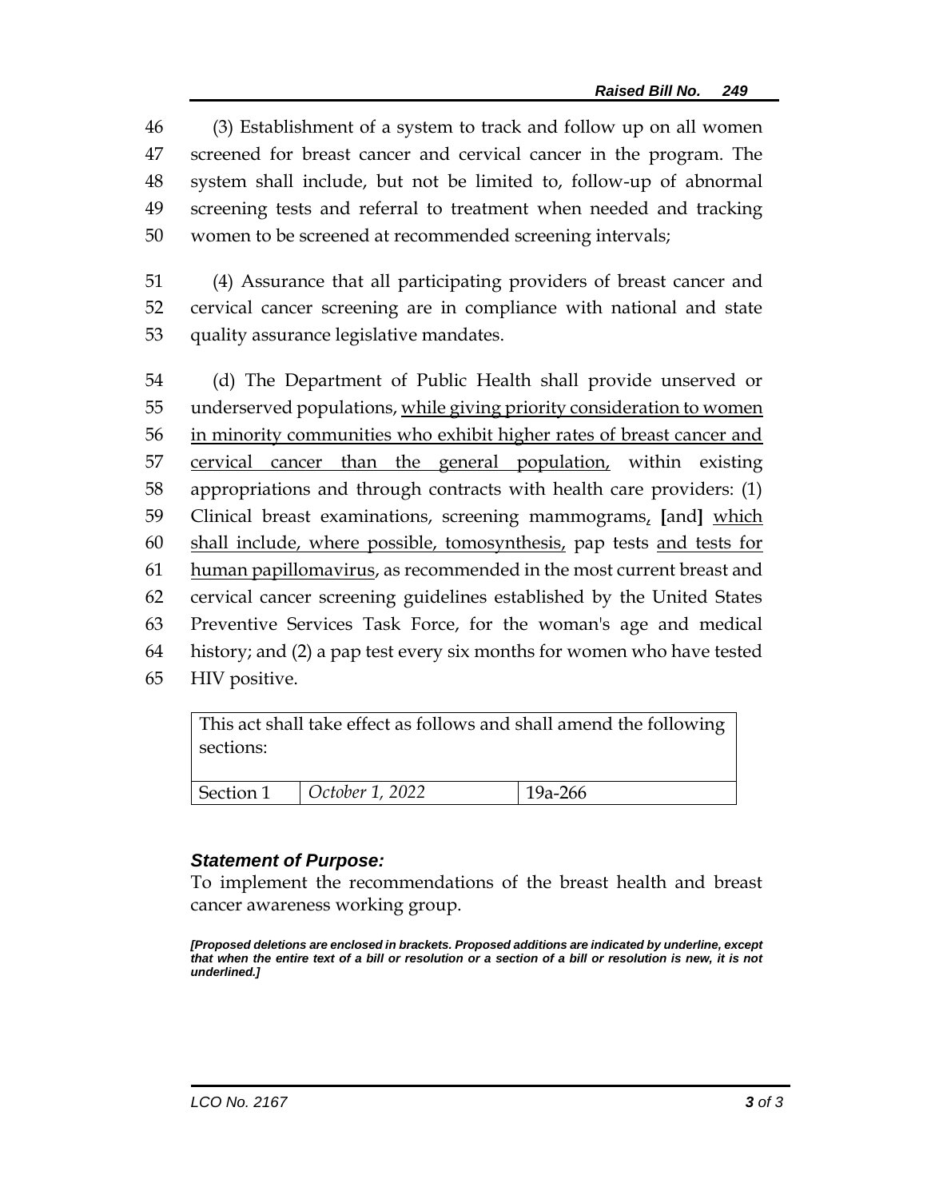46 (3) Establishment of a system to track and follow up on all women
47 screened for breast cancer and cervical cancer in the program. The
48 system shall include, but not be limited to, follow-up of abnormal
49 screening tests and referral to treatment when needed and tracking
50 women to be screened at recommended screening intervals;

51 (4) Assurance that all participating providers of breast cancer and
52 cervical cancer screening are in compliance with national and state
53 quality assurance legislative mandates.

54 (d) The Department of Public Health shall provide unserved or
55 underserved populations, <u>while giving priority consideration to women</u>
56 <u>in minority communities who exhibit higher rates of breast cancer and</u>
57 <u>cervical cancer than the general population,</u> within existing
58 appropriations and through contracts with health care providers: (1)
59 Clinical breast examinations, screening mammograms<u>,</u> **[**and**]** <u>which</u>
60 <u>shall include, where possible, tomosynthesis,</u> pap tests <u>and tests for</u>
61 <u>human papillomavirus</u>, as recommended in the most current breast and
62 cervical cancer screening guidelines established by the United States
63 Preventive Services Task Force, for the woman's age and medical
64 history; and (2) a pap test every six months for women who have tested
65 HIV positive.

| This act shall take effect as follows and shall amend the following sections: | | |
|---|---|---|
| Section 1 | *October 1, 2022* | 19a-266 |

### *Statement of Purpose:*

To implement the recommendations of the breast health and breast cancer awareness working group.

***[Proposed deletions are enclosed in brackets. Proposed additions are indicated by underline, except that when the entire text of a bill or resolution or a section of a bill or resolution is new, it is not underlined.]***